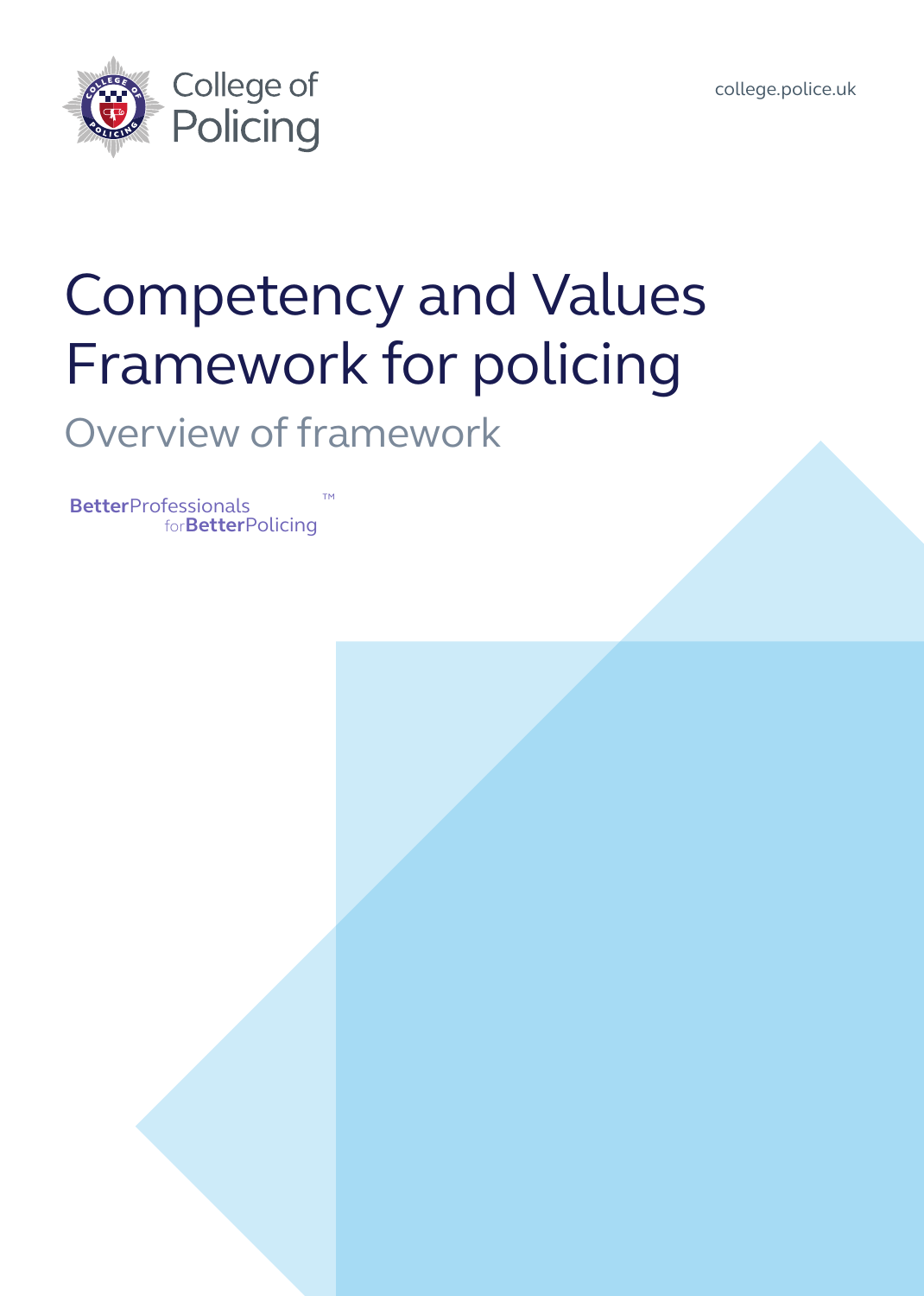College of Policing

college.police.uk

# Competency and Values Framework for policing

## Overview of framework

BetterProfessionals forBetterPolicing™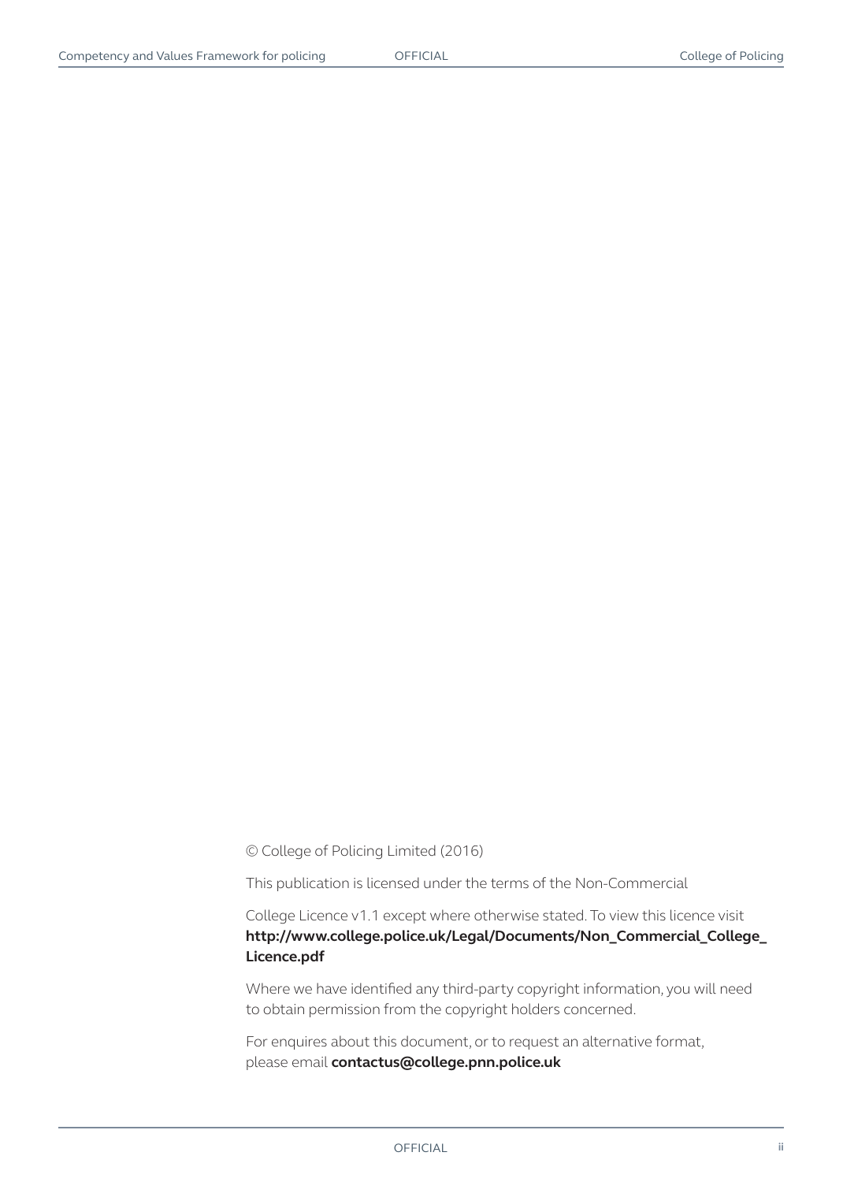© College of Policing Limited (2016)

This publication is licensed under the terms of the Non-Commercial

College Licence v1.1 except where otherwise stated. To view this licence visit **http://www.college.police.uk/Legal/Documents/Non_Commercial_College_Licence.pdf**

Where we have identified any third-party copyright information, you will need to obtain permission from the copyright holders concerned.

For enquires about this document, or to request an alternative format, please email **contactus@college.pnn.police.uk**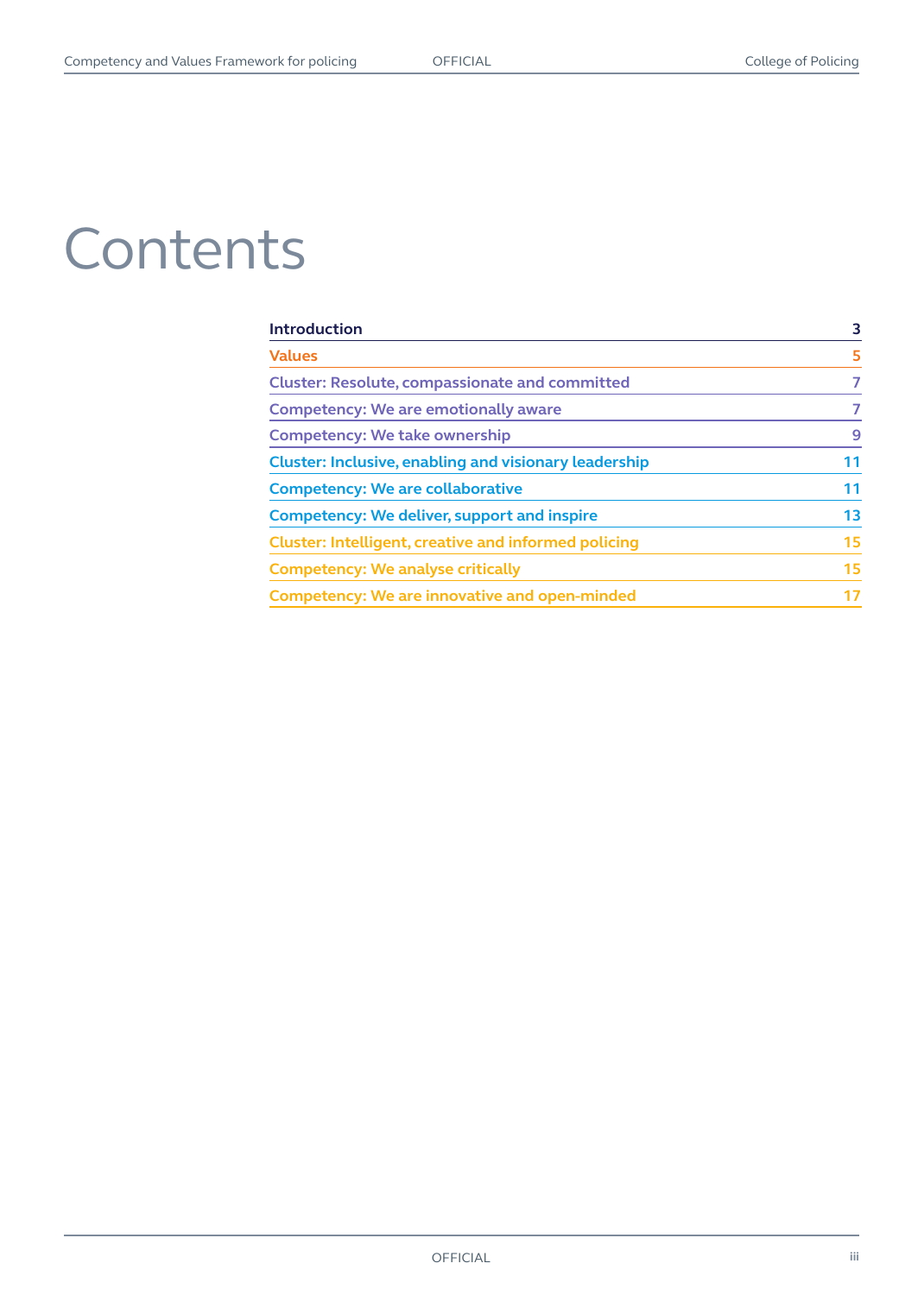# Contents

| | |
|---|---|
| **Introduction** | **3** |
| **Values** | **5** |
| **Cluster: Resolute, compassionate and committed** | **7** |
| **Competency: We are emotionally aware** | **7** |
| **Competency: We take ownership** | **9** |
| **Cluster: Inclusive, enabling and visionary leadership** | **11** |
| **Competency: We are collaborative** | **11** |
| **Competency: We deliver, support and inspire** | **13** |
| **Cluster: Intelligent, creative and informed policing** | **15** |
| **Competency: We analyse critically** | **15** |
| **Competency: We are innovative and open-minded** | **17** |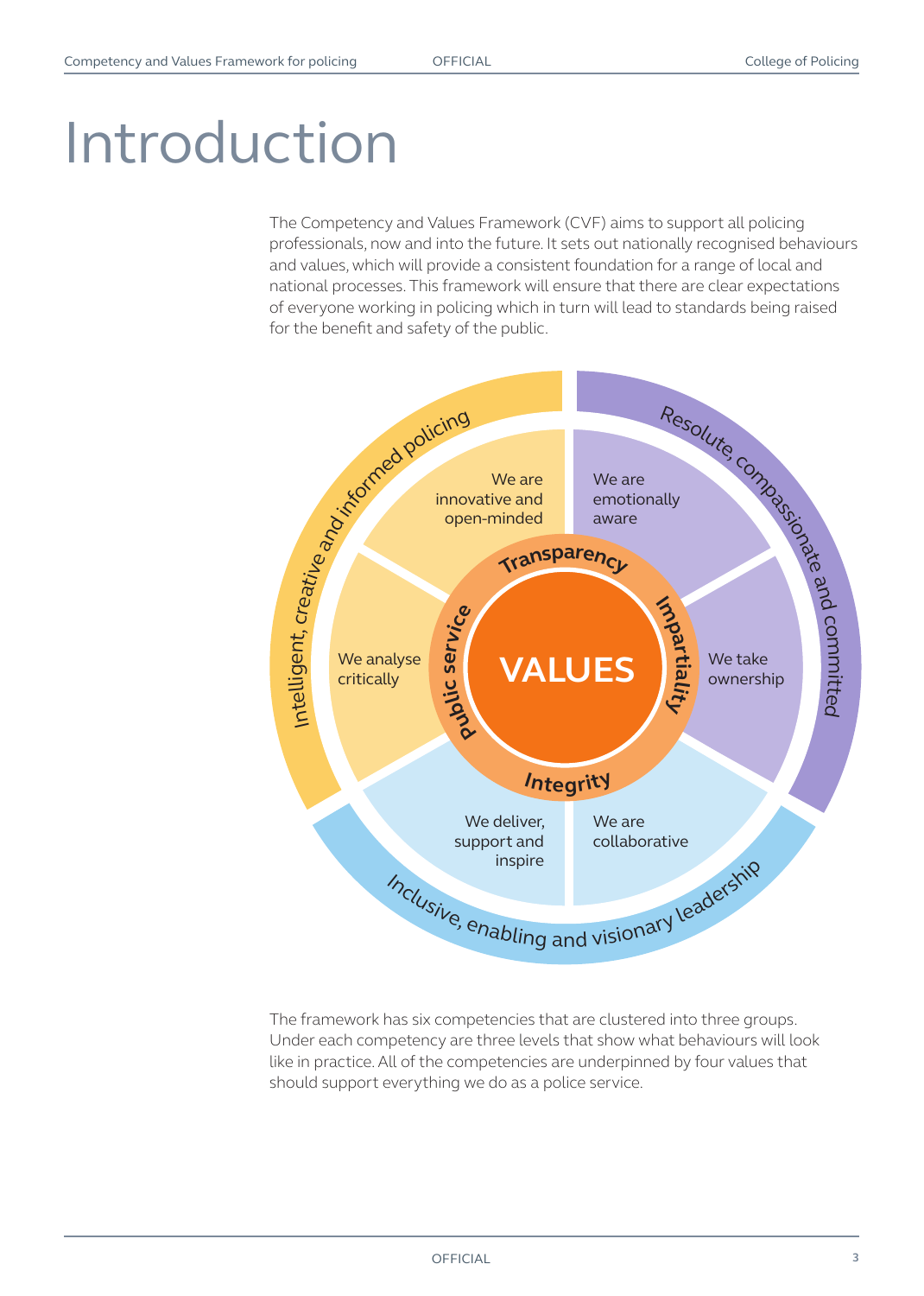# Introduction

The Competency and Values Framework (CVF) aims to support all policing professionals, now and into the future. It sets out nationally recognised behaviours and values, which will provide a consistent foundation for a range of local and national processes. This framework will ensure that there are clear expectations of everyone working in policing which in turn will lead to standards being raised for the benefit and safety of the public.

Intelligent, creative and informed policing

- We are innovative and open-minded
- We analyse critically

Resolute, compassionate and committed

- We are emotionally aware
- We take ownership

Inclusive, enabling and visionary leadership

- We deliver, support and inspire
- We are collaborative

VALUES

- Transparency
- Impartiality
- Integrity
- Public service

The framework has six competencies that are clustered into three groups. Under each competency are three levels that show what behaviours will look like in practice. All of the competencies are underpinned by four values that should support everything we do as a police service.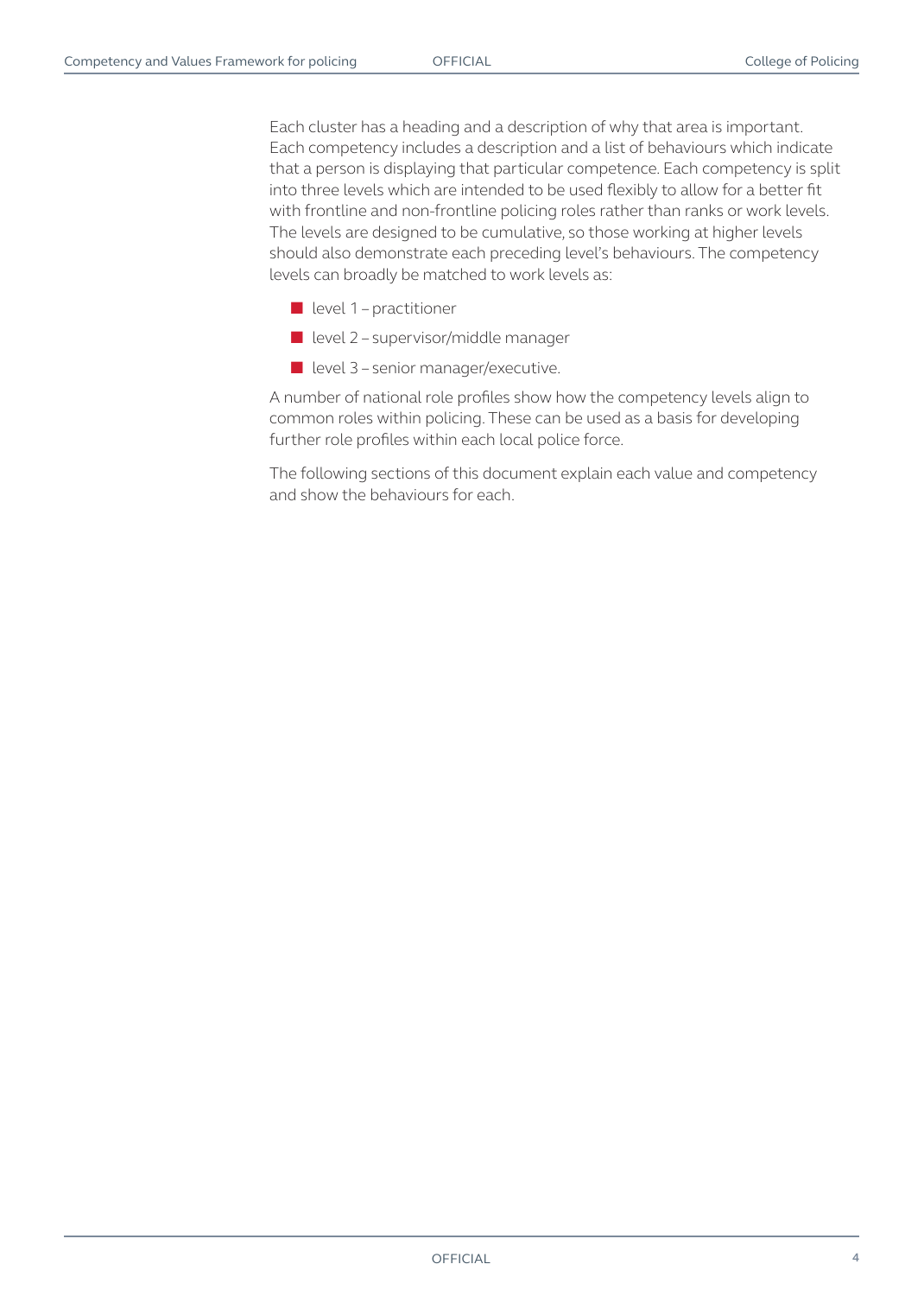Each cluster has a heading and a description of why that area is important. Each competency includes a description and a list of behaviours which indicate that a person is displaying that particular competence. Each competency is split into three levels which are intended to be used flexibly to allow for a better fit with frontline and non-frontline policing roles rather than ranks or work levels. The levels are designed to be cumulative, so those working at higher levels should also demonstrate each preceding level's behaviours. The competency levels can broadly be matched to work levels as:

- level 1 – practitioner
- level 2 – supervisor/middle manager
- level 3 – senior manager/executive.

A number of national role profiles show how the competency levels align to common roles within policing. These can be used as a basis for developing further role profiles within each local police force.

The following sections of this document explain each value and competency and show the behaviours for each.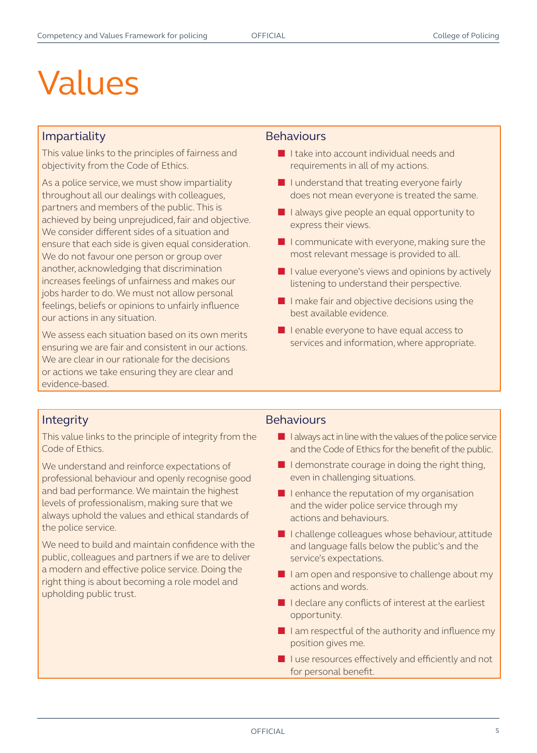# Values

## Impartiality

This value links to the principles of fairness and objectivity from the Code of Ethics.

As a police service, we must show impartiality throughout all our dealings with colleagues, partners and members of the public. This is achieved by being unprejudiced, fair and objective. We consider different sides of a situation and ensure that each side is given equal consideration. We do not favour one person or group over another, acknowledging that discrimination increases feelings of unfairness and makes our jobs harder to do. We must not allow personal feelings, beliefs or opinions to unfairly influence our actions in any situation.

We assess each situation based on its own merits ensuring we are fair and consistent in our actions. We are clear in our rationale for the decisions or actions we take ensuring they are clear and evidence-based.

### Behaviours

- I take into account individual needs and requirements in all of my actions.
- I understand that treating everyone fairly does not mean everyone is treated the same.
- I always give people an equal opportunity to express their views.
- I communicate with everyone, making sure the most relevant message is provided to all.
- I value everyone's views and opinions by actively listening to understand their perspective.
- I make fair and objective decisions using the best available evidence.
- I enable everyone to have equal access to services and information, where appropriate.

## Integrity

This value links to the principle of integrity from the Code of Ethics.

We understand and reinforce expectations of professional behaviour and openly recognise good and bad performance. We maintain the highest levels of professionalism, making sure that we always uphold the values and ethical standards of the police service.

We need to build and maintain confidence with the public, colleagues and partners if we are to deliver a modern and effective police service. Doing the right thing is about becoming a role model and upholding public trust.

### Behaviours

- I always act in line with the values of the police service and the Code of Ethics for the benefit of the public.
- I demonstrate courage in doing the right thing, even in challenging situations.
- I enhance the reputation of my organisation and the wider police service through my actions and behaviours.
- I challenge colleagues whose behaviour, attitude and language falls below the public's and the service's expectations.
- I am open and responsive to challenge about my actions and words.
- I declare any conflicts of interest at the earliest opportunity.
- I am respectful of the authority and influence my position gives me.
- I use resources effectively and efficiently and not for personal benefit.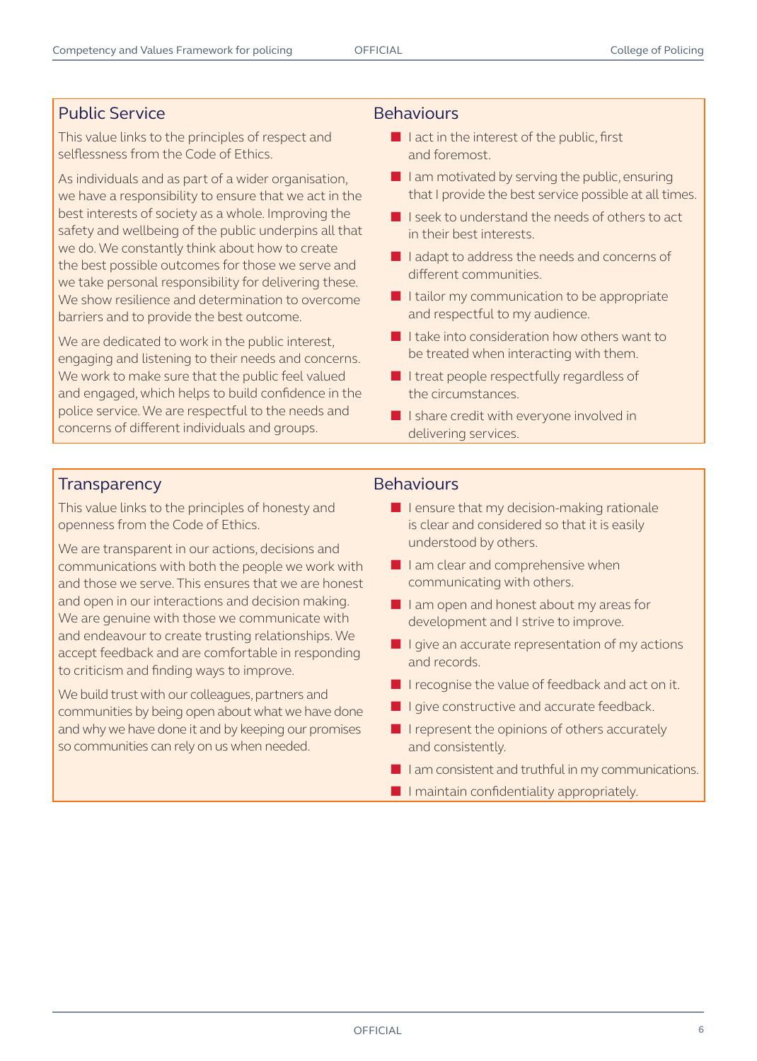## Public Service

This value links to the principles of respect and selflessness from the Code of Ethics.

As individuals and as part of a wider organisation, we have a responsibility to ensure that we act in the best interests of society as a whole. Improving the safety and wellbeing of the public underpins all that we do. We constantly think about how to create the best possible outcomes for those we serve and we take personal responsibility for delivering these. We show resilience and determination to overcome barriers and to provide the best outcome.

We are dedicated to work in the public interest, engaging and listening to their needs and concerns. We work to make sure that the public feel valued and engaged, which helps to build confidence in the police service. We are respectful to the needs and concerns of different individuals and groups.

### Behaviours

- I act in the interest of the public, first and foremost.
- I am motivated by serving the public, ensuring that I provide the best service possible at all times.
- I seek to understand the needs of others to act in their best interests.
- I adapt to address the needs and concerns of different communities.
- I tailor my communication to be appropriate and respectful to my audience.
- I take into consideration how others want to be treated when interacting with them.
- I treat people respectfully regardless of the circumstances.
- I share credit with everyone involved in delivering services.

## Transparency

This value links to the principles of honesty and openness from the Code of Ethics.

We are transparent in our actions, decisions and communications with both the people we work with and those we serve. This ensures that we are honest and open in our interactions and decision making. We are genuine with those we communicate with and endeavour to create trusting relationships. We accept feedback and are comfortable in responding to criticism and finding ways to improve.

We build trust with our colleagues, partners and communities by being open about what we have done and why we have done it and by keeping our promises so communities can rely on us when needed.

### Behaviours

- I ensure that my decision-making rationale is clear and considered so that it is easily understood by others.
- I am clear and comprehensive when communicating with others.
- I am open and honest about my areas for development and I strive to improve.
- I give an accurate representation of my actions and records.
- I recognise the value of feedback and act on it.
- I give constructive and accurate feedback.
- I represent the opinions of others accurately and consistently.
- I am consistent and truthful in my communications.
- I maintain confidentiality appropriately.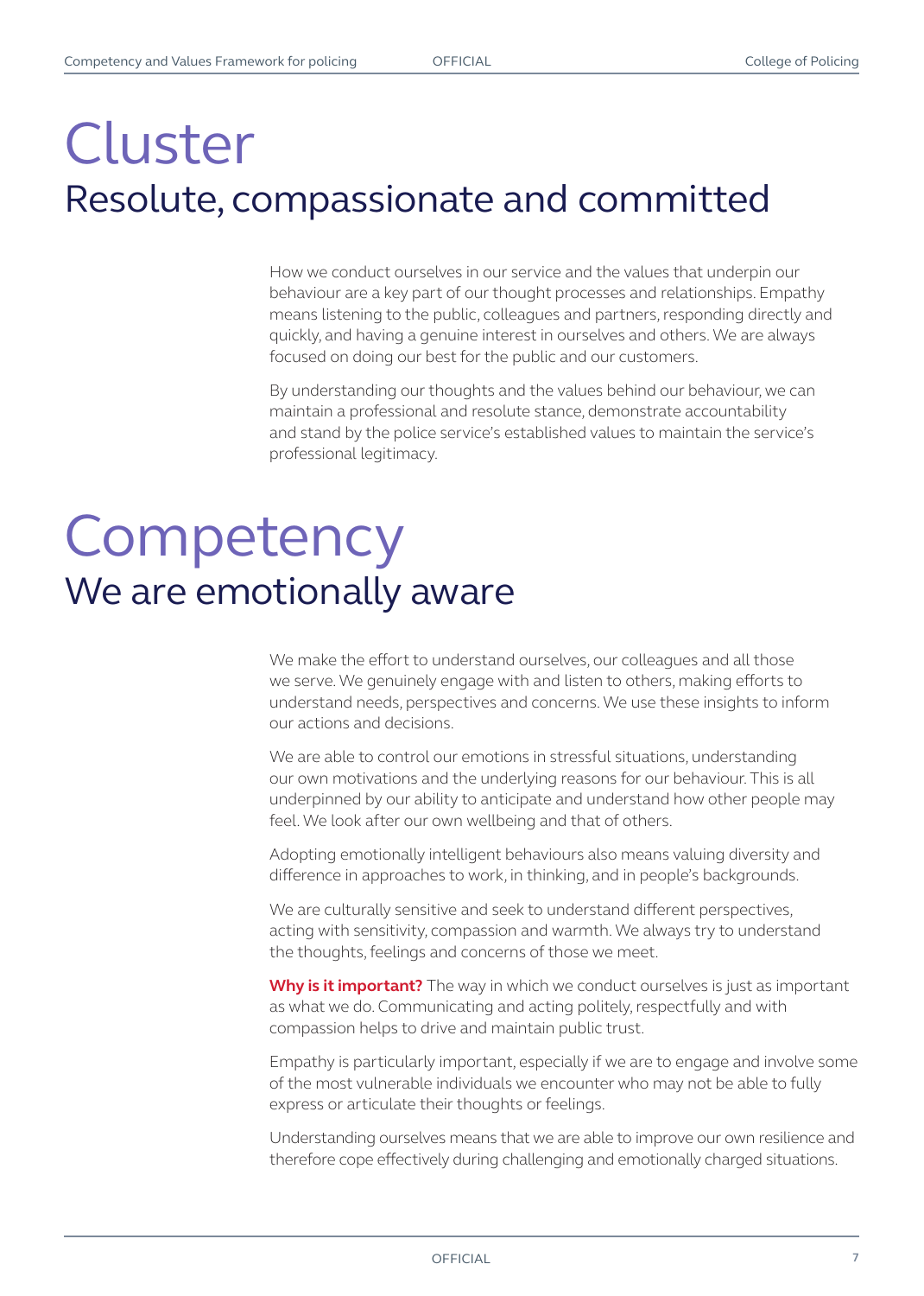# Cluster
## Resolute, compassionate and committed

How we conduct ourselves in our service and the values that underpin our behaviour are a key part of our thought processes and relationships. Empathy means listening to the public, colleagues and partners, responding directly and quickly, and having a genuine interest in ourselves and others. We are always focused on doing our best for the public and our customers.

By understanding our thoughts and the values behind our behaviour, we can maintain a professional and resolute stance, demonstrate accountability and stand by the police service's established values to maintain the service's professional legitimacy.

# Competency
## We are emotionally aware

We make the effort to understand ourselves, our colleagues and all those we serve. We genuinely engage with and listen to others, making efforts to understand needs, perspectives and concerns. We use these insights to inform our actions and decisions.

We are able to control our emotions in stressful situations, understanding our own motivations and the underlying reasons for our behaviour. This is all underpinned by our ability to anticipate and understand how other people may feel. We look after our own wellbeing and that of others.

Adopting emotionally intelligent behaviours also means valuing diversity and difference in approaches to work, in thinking, and in people's backgrounds.

We are culturally sensitive and seek to understand different perspectives, acting with sensitivity, compassion and warmth. We always try to understand the thoughts, feelings and concerns of those we meet.

**Why is it important?** The way in which we conduct ourselves is just as important as what we do. Communicating and acting politely, respectfully and with compassion helps to drive and maintain public trust.

Empathy is particularly important, especially if we are to engage and involve some of the most vulnerable individuals we encounter who may not be able to fully express or articulate their thoughts or feelings.

Understanding ourselves means that we are able to improve our own resilience and therefore cope effectively during challenging and emotionally charged situations.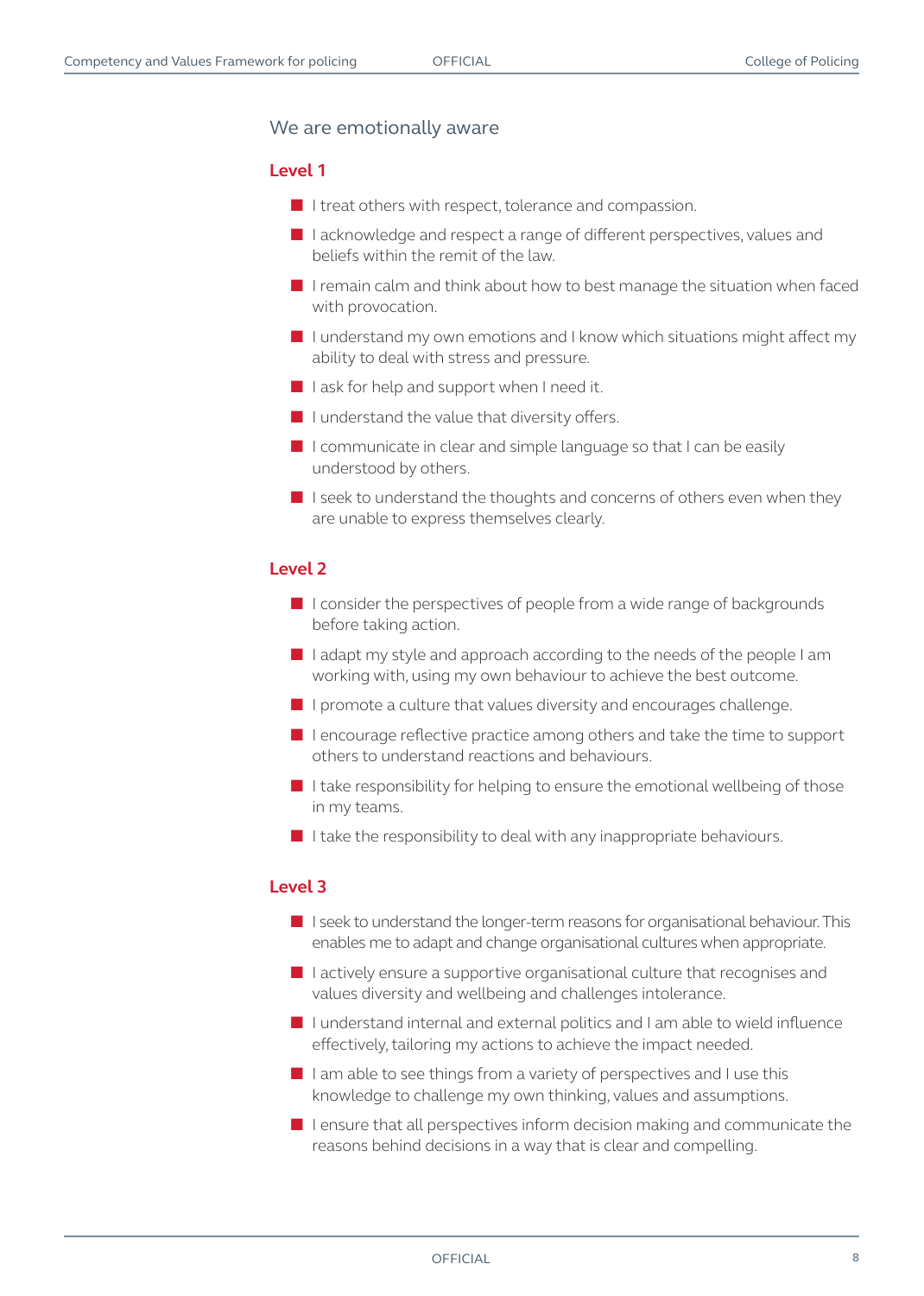## We are emotionally aware

### Level 1

- I treat others with respect, tolerance and compassion.
- I acknowledge and respect a range of different perspectives, values and beliefs within the remit of the law.
- I remain calm and think about how to best manage the situation when faced with provocation.
- I understand my own emotions and I know which situations might affect my ability to deal with stress and pressure.
- I ask for help and support when I need it.
- I understand the value that diversity offers.
- I communicate in clear and simple language so that I can be easily understood by others.
- I seek to understand the thoughts and concerns of others even when they are unable to express themselves clearly.

### Level 2

- I consider the perspectives of people from a wide range of backgrounds before taking action.
- I adapt my style and approach according to the needs of the people I am working with, using my own behaviour to achieve the best outcome.
- I promote a culture that values diversity and encourages challenge.
- I encourage reflective practice among others and take the time to support others to understand reactions and behaviours.
- I take responsibility for helping to ensure the emotional wellbeing of those in my teams.
- I take the responsibility to deal with any inappropriate behaviours.

### Level 3

- I seek to understand the longer-term reasons for organisational behaviour. This enables me to adapt and change organisational cultures when appropriate.
- I actively ensure a supportive organisational culture that recognises and values diversity and wellbeing and challenges intolerance.
- I understand internal and external politics and I am able to wield influence effectively, tailoring my actions to achieve the impact needed.
- I am able to see things from a variety of perspectives and I use this knowledge to challenge my own thinking, values and assumptions.
- I ensure that all perspectives inform decision making and communicate the reasons behind decisions in a way that is clear and compelling.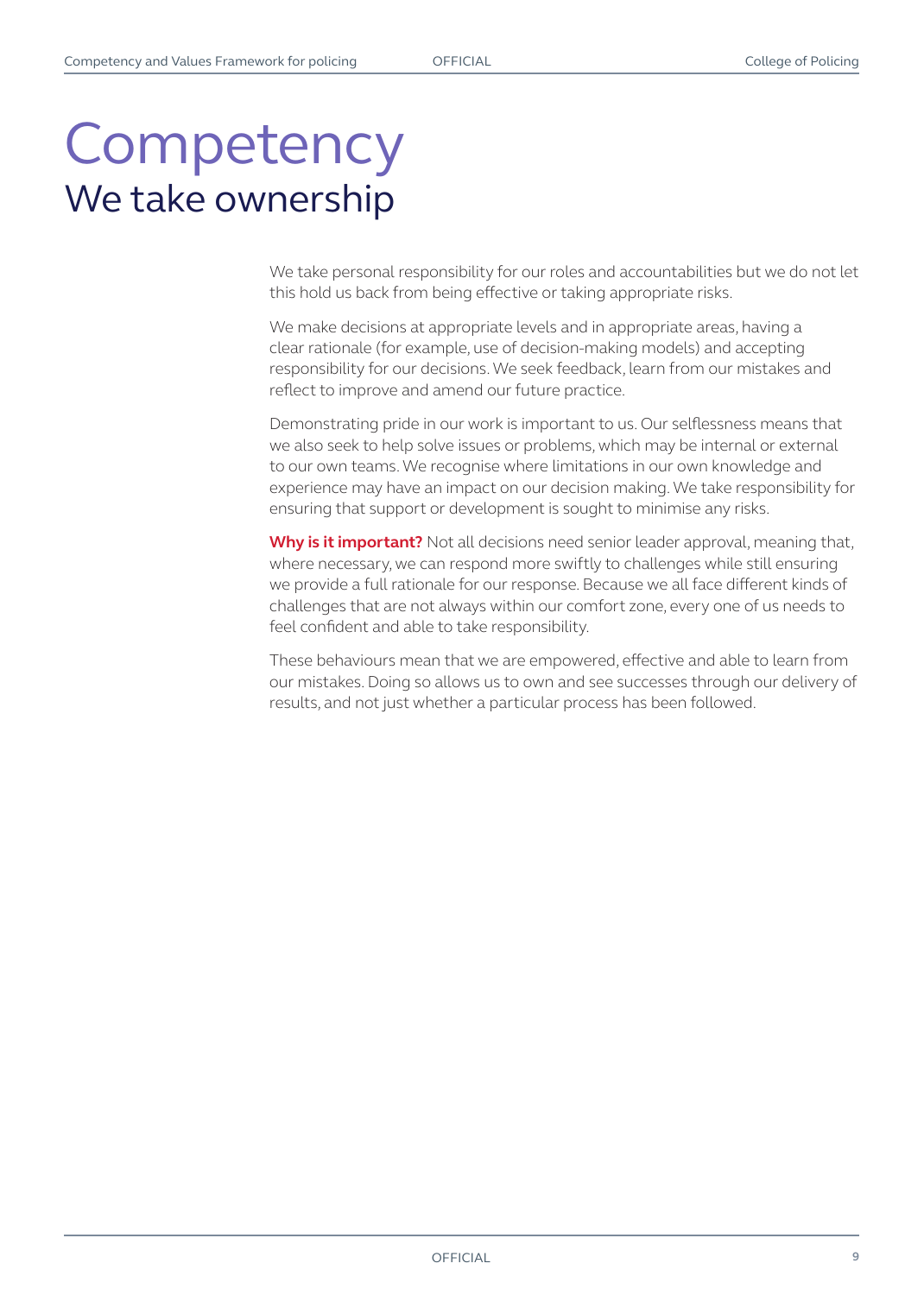# Competency
## We take ownership

We take personal responsibility for our roles and accountabilities but we do not let this hold us back from being effective or taking appropriate risks.

We make decisions at appropriate levels and in appropriate areas, having a clear rationale (for example, use of decision-making models) and accepting responsibility for our decisions. We seek feedback, learn from our mistakes and reflect to improve and amend our future practice.

Demonstrating pride in our work is important to us. Our selflessness means that we also seek to help solve issues or problems, which may be internal or external to our own teams. We recognise where limitations in our own knowledge and experience may have an impact on our decision making. We take responsibility for ensuring that support or development is sought to minimise any risks.

**Why is it important?** Not all decisions need senior leader approval, meaning that, where necessary, we can respond more swiftly to challenges while still ensuring we provide a full rationale for our response. Because we all face different kinds of challenges that are not always within our comfort zone, every one of us needs to feel confident and able to take responsibility.

These behaviours mean that we are empowered, effective and able to learn from our mistakes. Doing so allows us to own and see successes through our delivery of results, and not just whether a particular process has been followed.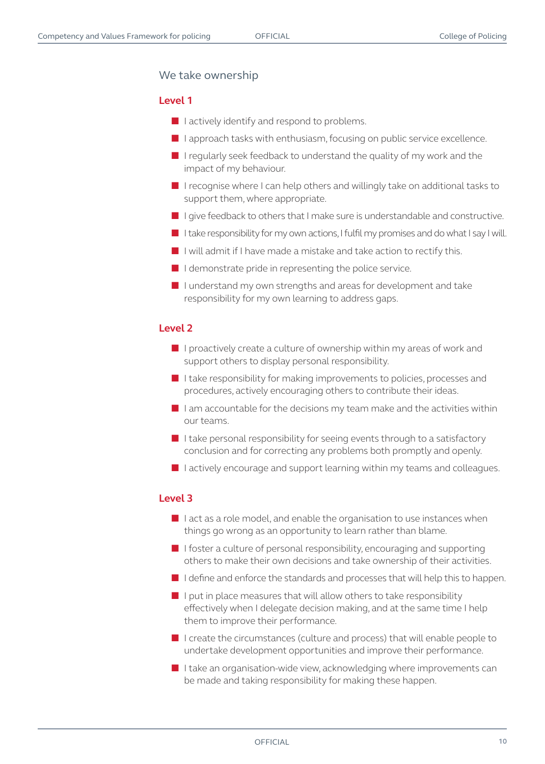## We take ownership

### Level 1

- I actively identify and respond to problems.
- I approach tasks with enthusiasm, focusing on public service excellence.
- I regularly seek feedback to understand the quality of my work and the impact of my behaviour.
- I recognise where I can help others and willingly take on additional tasks to support them, where appropriate.
- I give feedback to others that I make sure is understandable and constructive.
- I take responsibility for my own actions, I fulfil my promises and do what I say I will.
- I will admit if I have made a mistake and take action to rectify this.
- I demonstrate pride in representing the police service.
- I understand my own strengths and areas for development and take responsibility for my own learning to address gaps.

### Level 2

- I proactively create a culture of ownership within my areas of work and support others to display personal responsibility.
- I take responsibility for making improvements to policies, processes and procedures, actively encouraging others to contribute their ideas.
- I am accountable for the decisions my team make and the activities within our teams.
- I take personal responsibility for seeing events through to a satisfactory conclusion and for correcting any problems both promptly and openly.
- I actively encourage and support learning within my teams and colleagues.

### Level 3

- I act as a role model, and enable the organisation to use instances when things go wrong as an opportunity to learn rather than blame.
- I foster a culture of personal responsibility, encouraging and supporting others to make their own decisions and take ownership of their activities.
- I define and enforce the standards and processes that will help this to happen.
- I put in place measures that will allow others to take responsibility effectively when I delegate decision making, and at the same time I help them to improve their performance.
- I create the circumstances (culture and process) that will enable people to undertake development opportunities and improve their performance.
- I take an organisation-wide view, acknowledging where improvements can be made and taking responsibility for making these happen.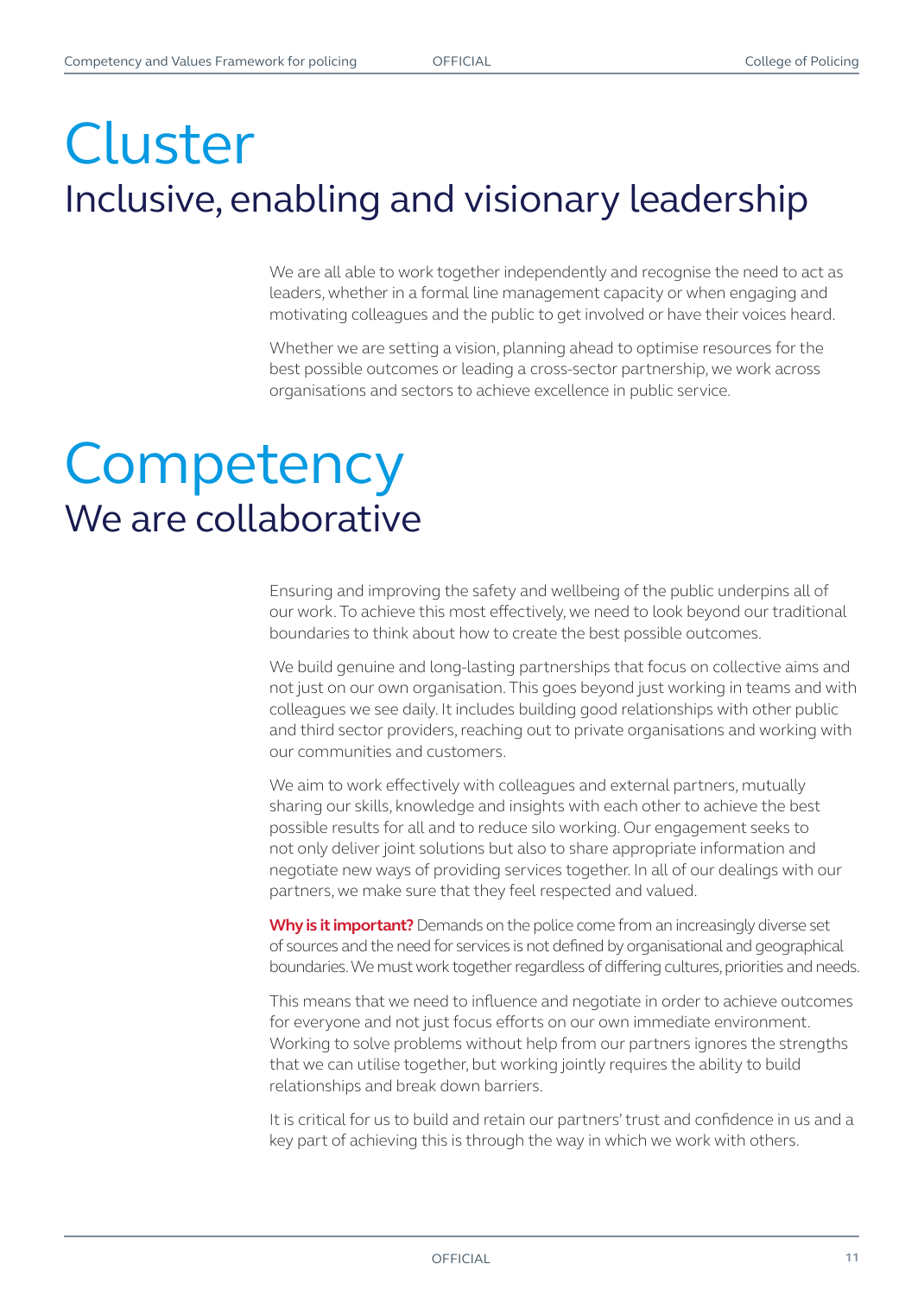# Cluster

## Inclusive, enabling and visionary leadership

We are all able to work together independently and recognise the need to act as leaders, whether in a formal line management capacity or when engaging and motivating colleagues and the public to get involved or have their voices heard.

Whether we are setting a vision, planning ahead to optimise resources for the best possible outcomes or leading a cross-sector partnership, we work across organisations and sectors to achieve excellence in public service.

# Competency

## We are collaborative

Ensuring and improving the safety and wellbeing of the public underpins all of our work. To achieve this most effectively, we need to look beyond our traditional boundaries to think about how to create the best possible outcomes.

We build genuine and long-lasting partnerships that focus on collective aims and not just on our own organisation. This goes beyond just working in teams and with colleagues we see daily. It includes building good relationships with other public and third sector providers, reaching out to private organisations and working with our communities and customers.

We aim to work effectively with colleagues and external partners, mutually sharing our skills, knowledge and insights with each other to achieve the best possible results for all and to reduce silo working. Our engagement seeks to not only deliver joint solutions but also to share appropriate information and negotiate new ways of providing services together. In all of our dealings with our partners, we make sure that they feel respected and valued.

**Why is it important?** Demands on the police come from an increasingly diverse set of sources and the need for services is not defined by organisational and geographical boundaries. We must work together regardless of differing cultures, priorities and needs.

This means that we need to influence and negotiate in order to achieve outcomes for everyone and not just focus efforts on our own immediate environment. Working to solve problems without help from our partners ignores the strengths that we can utilise together, but working jointly requires the ability to build relationships and break down barriers.

It is critical for us to build and retain our partners' trust and confidence in us and a key part of achieving this is through the way in which we work with others.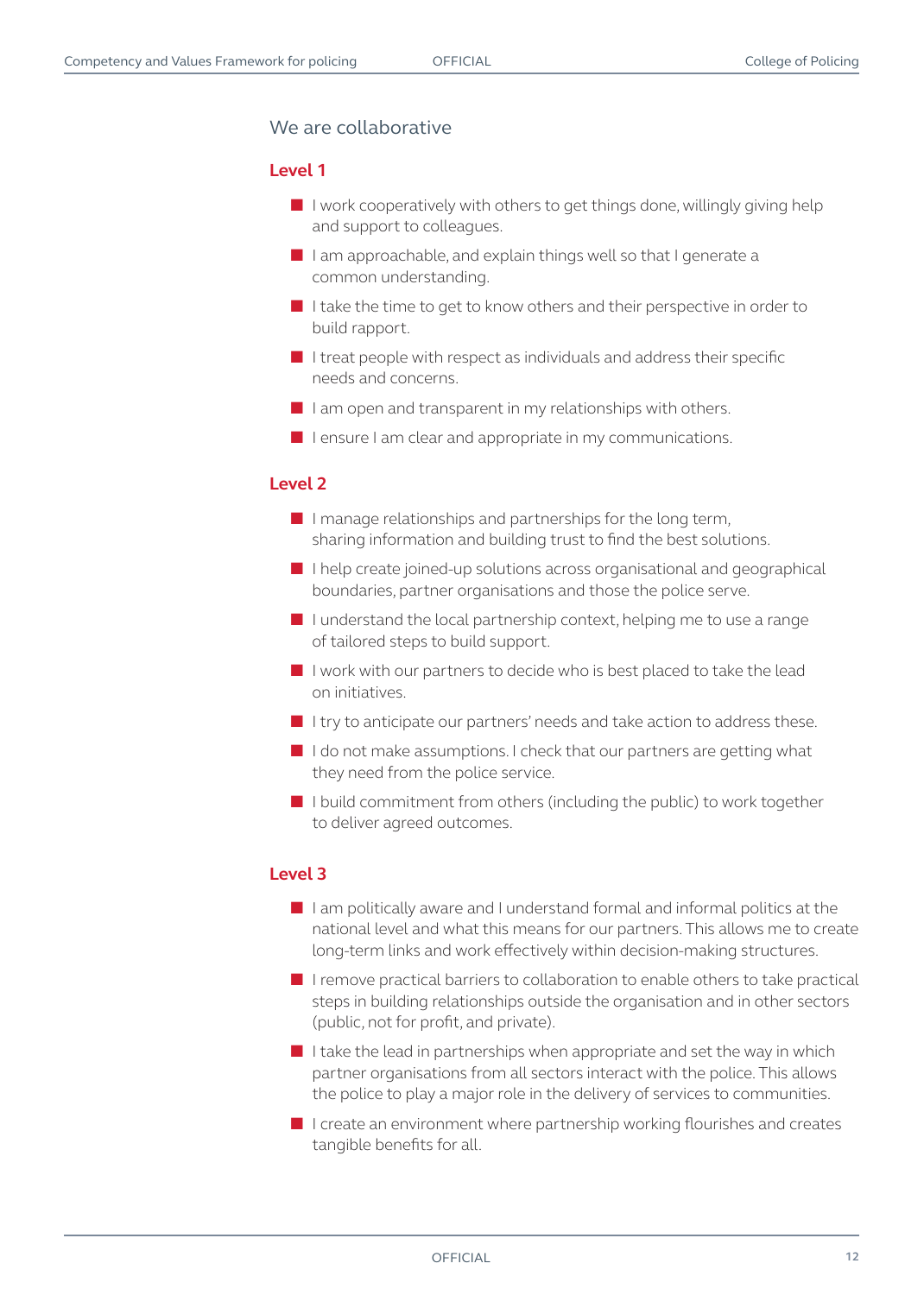## We are collaborative

### Level 1

- I work cooperatively with others to get things done, willingly giving help and support to colleagues.
- I am approachable, and explain things well so that I generate a common understanding.
- I take the time to get to know others and their perspective in order to build rapport.
- I treat people with respect as individuals and address their specific needs and concerns.
- I am open and transparent in my relationships with others.
- I ensure I am clear and appropriate in my communications.

### Level 2

- I manage relationships and partnerships for the long term, sharing information and building trust to find the best solutions.
- I help create joined-up solutions across organisational and geographical boundaries, partner organisations and those the police serve.
- I understand the local partnership context, helping me to use a range of tailored steps to build support.
- I work with our partners to decide who is best placed to take the lead on initiatives.
- I try to anticipate our partners' needs and take action to address these.
- I do not make assumptions. I check that our partners are getting what they need from the police service.
- I build commitment from others (including the public) to work together to deliver agreed outcomes.

### Level 3

- I am politically aware and I understand formal and informal politics at the national level and what this means for our partners. This allows me to create long-term links and work effectively within decision-making structures.
- I remove practical barriers to collaboration to enable others to take practical steps in building relationships outside the organisation and in other sectors (public, not for profit, and private).
- I take the lead in partnerships when appropriate and set the way in which partner organisations from all sectors interact with the police. This allows the police to play a major role in the delivery of services to communities.
- I create an environment where partnership working flourishes and creates tangible benefits for all.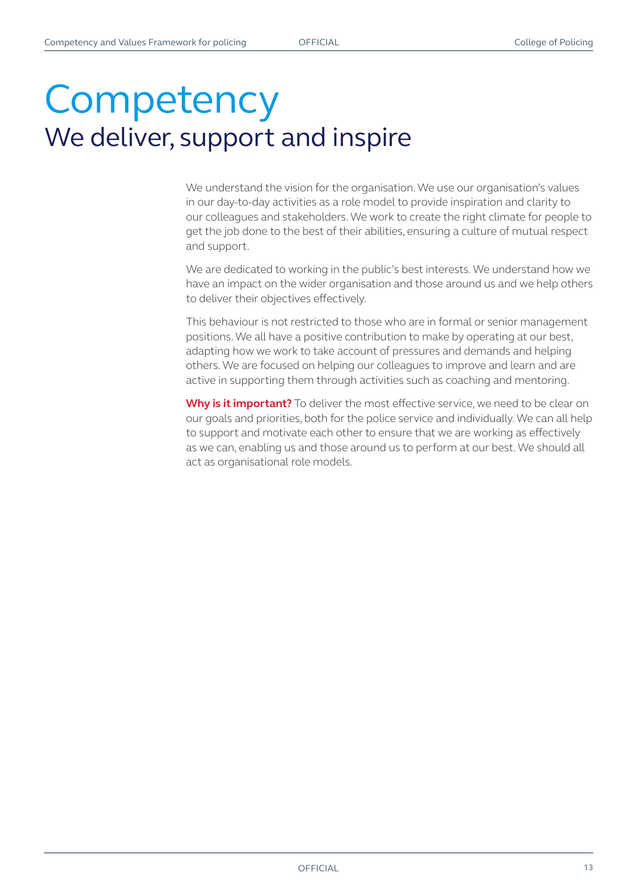# Competency

## We deliver, support and inspire

We understand the vision for the organisation. We use our organisation's values in our day-to-day activities as a role model to provide inspiration and clarity to our colleagues and stakeholders. We work to create the right climate for people to get the job done to the best of their abilities, ensuring a culture of mutual respect and support.

We are dedicated to working in the public's best interests. We understand how we have an impact on the wider organisation and those around us and we help others to deliver their objectives effectively.

This behaviour is not restricted to those who are in formal or senior management positions. We all have a positive contribution to make by operating at our best, adapting how we work to take account of pressures and demands and helping others. We are focused on helping our colleagues to improve and learn and are active in supporting them through activities such as coaching and mentoring.

**Why is it important?** To deliver the most effective service, we need to be clear on our goals and priorities, both for the police service and individually. We can all help to support and motivate each other to ensure that we are working as effectively as we can, enabling us and those around us to perform at our best. We should all act as organisational role models.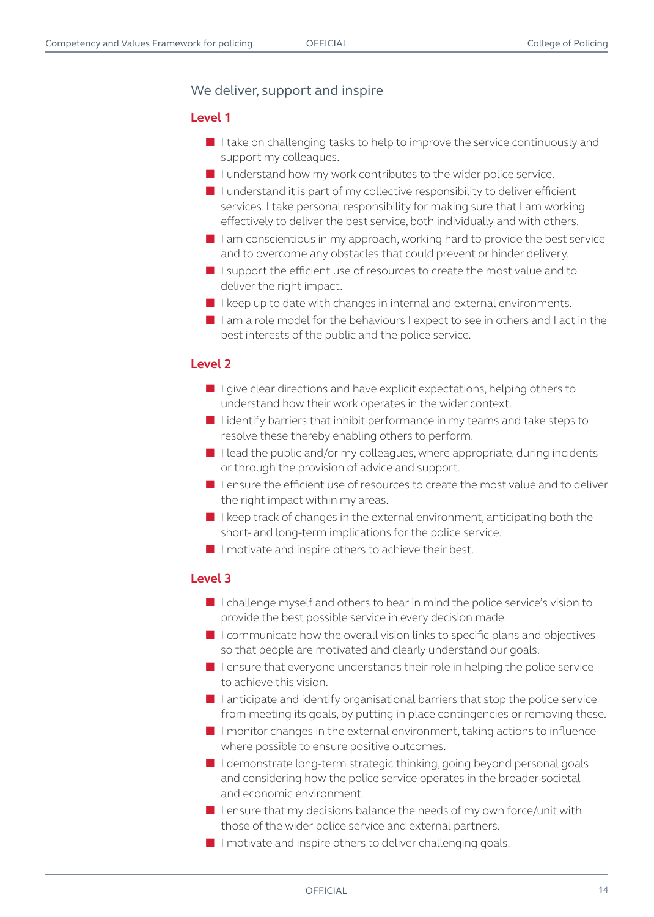## We deliver, support and inspire

### Level 1

- I take on challenging tasks to help to improve the service continuously and support my colleagues.
- I understand how my work contributes to the wider police service.
- I understand it is part of my collective responsibility to deliver efficient services. I take personal responsibility for making sure that I am working effectively to deliver the best service, both individually and with others.
- I am conscientious in my approach, working hard to provide the best service and to overcome any obstacles that could prevent or hinder delivery.
- I support the efficient use of resources to create the most value and to deliver the right impact.
- I keep up to date with changes in internal and external environments.
- I am a role model for the behaviours I expect to see in others and I act in the best interests of the public and the police service.

### Level 2

- I give clear directions and have explicit expectations, helping others to understand how their work operates in the wider context.
- I identify barriers that inhibit performance in my teams and take steps to resolve these thereby enabling others to perform.
- I lead the public and/or my colleagues, where appropriate, during incidents or through the provision of advice and support.
- I ensure the efficient use of resources to create the most value and to deliver the right impact within my areas.
- I keep track of changes in the external environment, anticipating both the short- and long-term implications for the police service.
- I motivate and inspire others to achieve their best.

### Level 3

- I challenge myself and others to bear in mind the police service's vision to provide the best possible service in every decision made.
- I communicate how the overall vision links to specific plans and objectives so that people are motivated and clearly understand our goals.
- I ensure that everyone understands their role in helping the police service to achieve this vision.
- I anticipate and identify organisational barriers that stop the police service from meeting its goals, by putting in place contingencies or removing these.
- I monitor changes in the external environment, taking actions to influence where possible to ensure positive outcomes.
- I demonstrate long-term strategic thinking, going beyond personal goals and considering how the police service operates in the broader societal and economic environment.
- I ensure that my decisions balance the needs of my own force/unit with those of the wider police service and external partners.
- I motivate and inspire others to deliver challenging goals.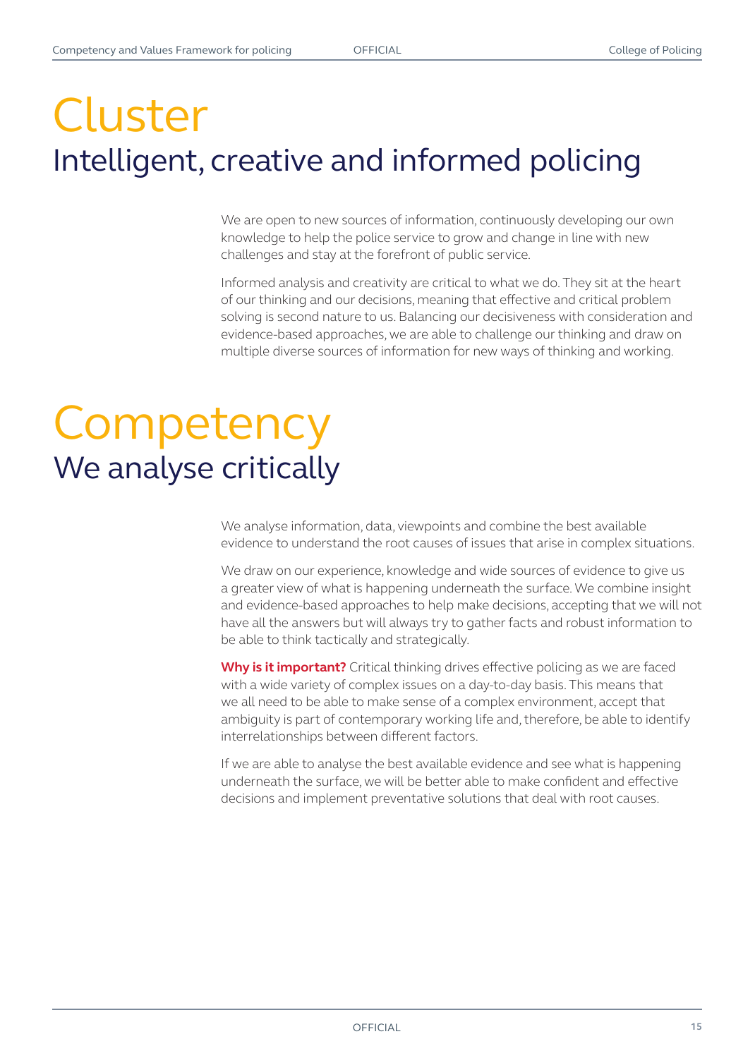# Cluster

## Intelligent, creative and informed policing

We are open to new sources of information, continuously developing our own knowledge to help the police service to grow and change in line with new challenges and stay at the forefront of public service.

Informed analysis and creativity are critical to what we do. They sit at the heart of our thinking and our decisions, meaning that effective and critical problem solving is second nature to us. Balancing our decisiveness with consideration and evidence-based approaches, we are able to challenge our thinking and draw on multiple diverse sources of information for new ways of thinking and working.

# Competency

## We analyse critically

We analyse information, data, viewpoints and combine the best available evidence to understand the root causes of issues that arise in complex situations.

We draw on our experience, knowledge and wide sources of evidence to give us a greater view of what is happening underneath the surface. We combine insight and evidence-based approaches to help make decisions, accepting that we will not have all the answers but will always try to gather facts and robust information to be able to think tactically and strategically.

**Why is it important?** Critical thinking drives effective policing as we are faced with a wide variety of complex issues on a day-to-day basis. This means that we all need to be able to make sense of a complex environment, accept that ambiguity is part of contemporary working life and, therefore, be able to identify interrelationships between different factors.

If we are able to analyse the best available evidence and see what is happening underneath the surface, we will be better able to make confident and effective decisions and implement preventative solutions that deal with root causes.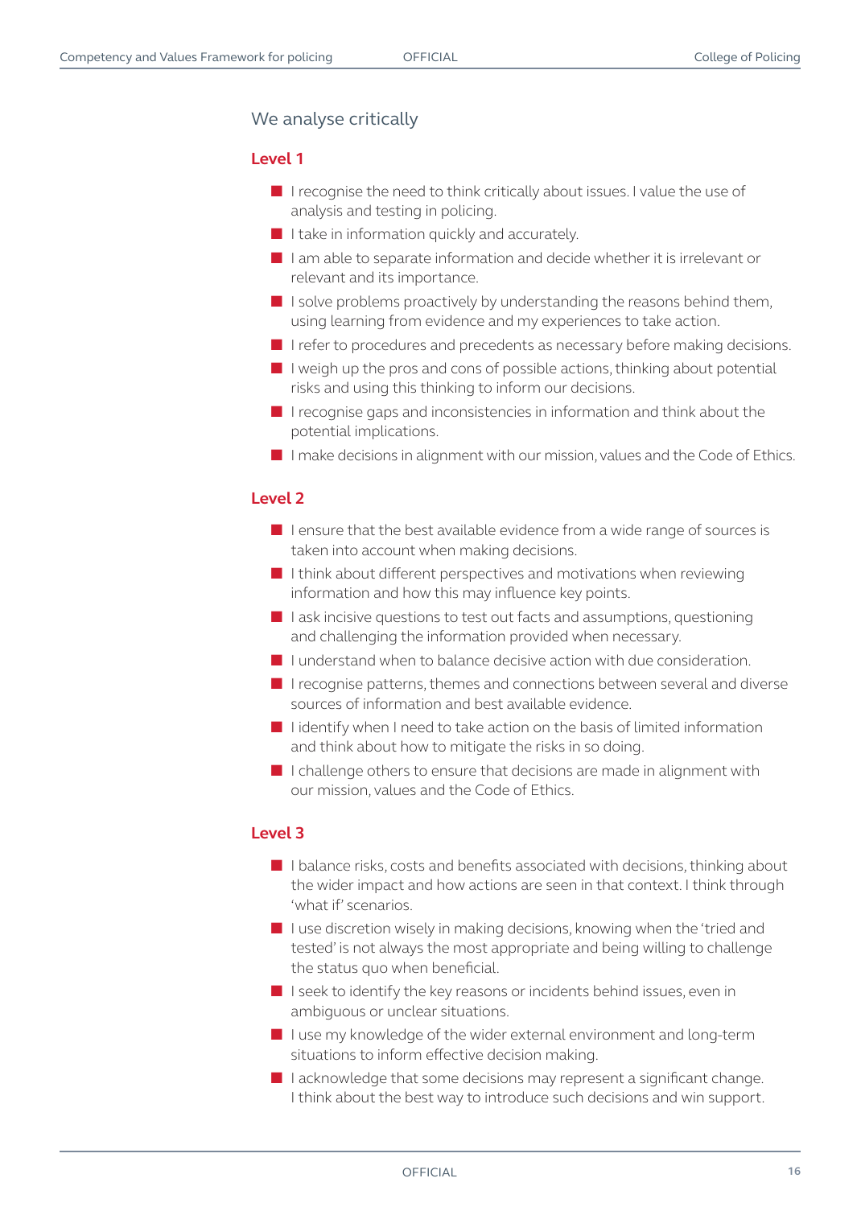## We analyse critically

### Level 1

- I recognise the need to think critically about issues. I value the use of analysis and testing in policing.
- I take in information quickly and accurately.
- I am able to separate information and decide whether it is irrelevant or relevant and its importance.
- I solve problems proactively by understanding the reasons behind them, using learning from evidence and my experiences to take action.
- I refer to procedures and precedents as necessary before making decisions.
- I weigh up the pros and cons of possible actions, thinking about potential risks and using this thinking to inform our decisions.
- I recognise gaps and inconsistencies in information and think about the potential implications.
- I make decisions in alignment with our mission, values and the Code of Ethics.

### Level 2

- I ensure that the best available evidence from a wide range of sources is taken into account when making decisions.
- I think about different perspectives and motivations when reviewing information and how this may influence key points.
- I ask incisive questions to test out facts and assumptions, questioning and challenging the information provided when necessary.
- I understand when to balance decisive action with due consideration.
- I recognise patterns, themes and connections between several and diverse sources of information and best available evidence.
- I identify when I need to take action on the basis of limited information and think about how to mitigate the risks in so doing.
- I challenge others to ensure that decisions are made in alignment with our mission, values and the Code of Ethics.

### Level 3

- I balance risks, costs and benefits associated with decisions, thinking about the wider impact and how actions are seen in that context. I think through 'what if' scenarios.
- I use discretion wisely in making decisions, knowing when the 'tried and tested' is not always the most appropriate and being willing to challenge the status quo when beneficial.
- I seek to identify the key reasons or incidents behind issues, even in ambiguous or unclear situations.
- I use my knowledge of the wider external environment and long-term situations to inform effective decision making.
- I acknowledge that some decisions may represent a significant change. I think about the best way to introduce such decisions and win support.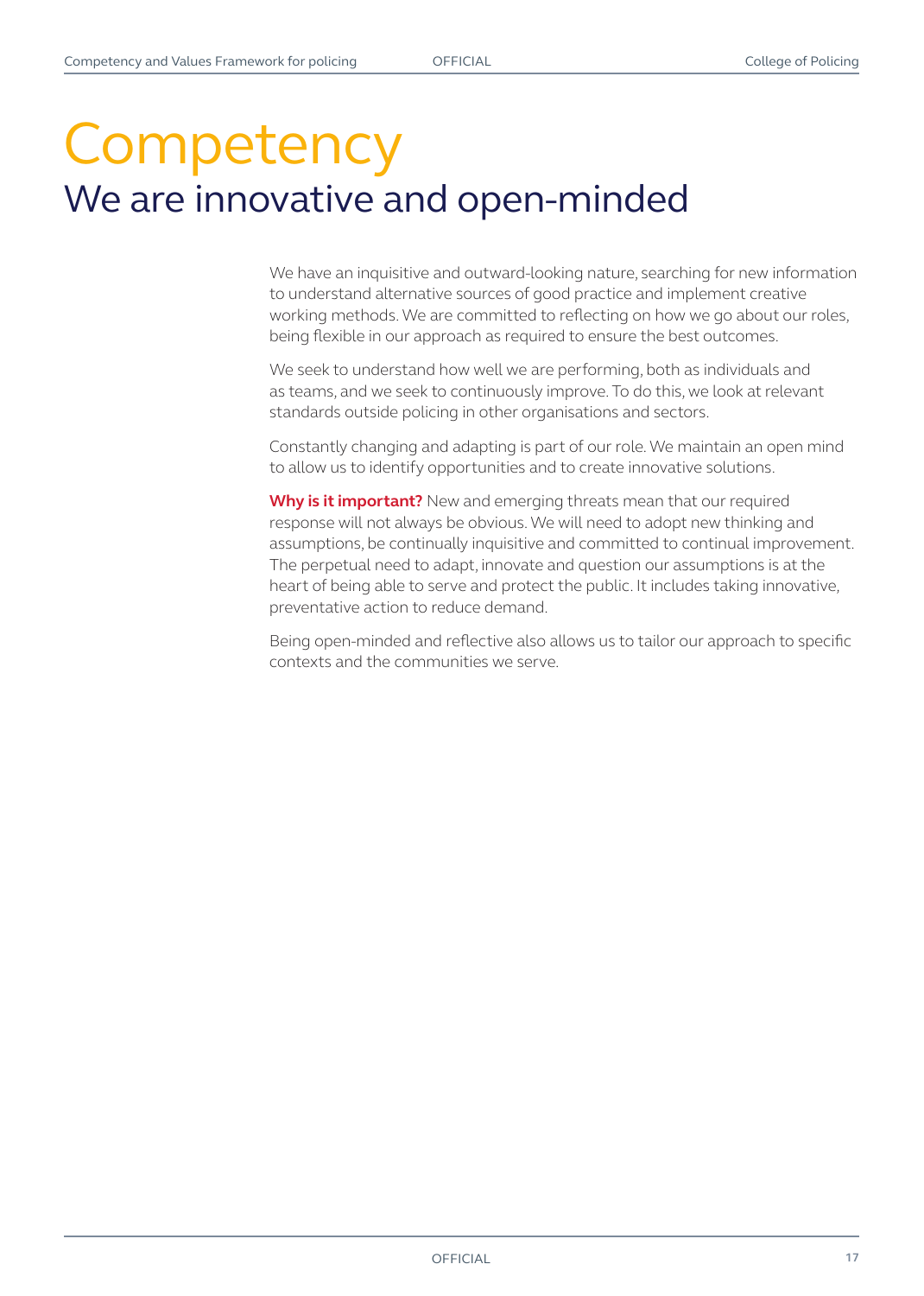# Competency

## We are innovative and open-minded

We have an inquisitive and outward-looking nature, searching for new information to understand alternative sources of good practice and implement creative working methods. We are committed to reflecting on how we go about our roles, being flexible in our approach as required to ensure the best outcomes.

We seek to understand how well we are performing, both as individuals and as teams, and we seek to continuously improve. To do this, we look at relevant standards outside policing in other organisations and sectors.

Constantly changing and adapting is part of our role. We maintain an open mind to allow us to identify opportunities and to create innovative solutions.

**Why is it important?** New and emerging threats mean that our required response will not always be obvious. We will need to adopt new thinking and assumptions, be continually inquisitive and committed to continual improvement. The perpetual need to adapt, innovate and question our assumptions is at the heart of being able to serve and protect the public. It includes taking innovative, preventative action to reduce demand.

Being open-minded and reflective also allows us to tailor our approach to specific contexts and the communities we serve.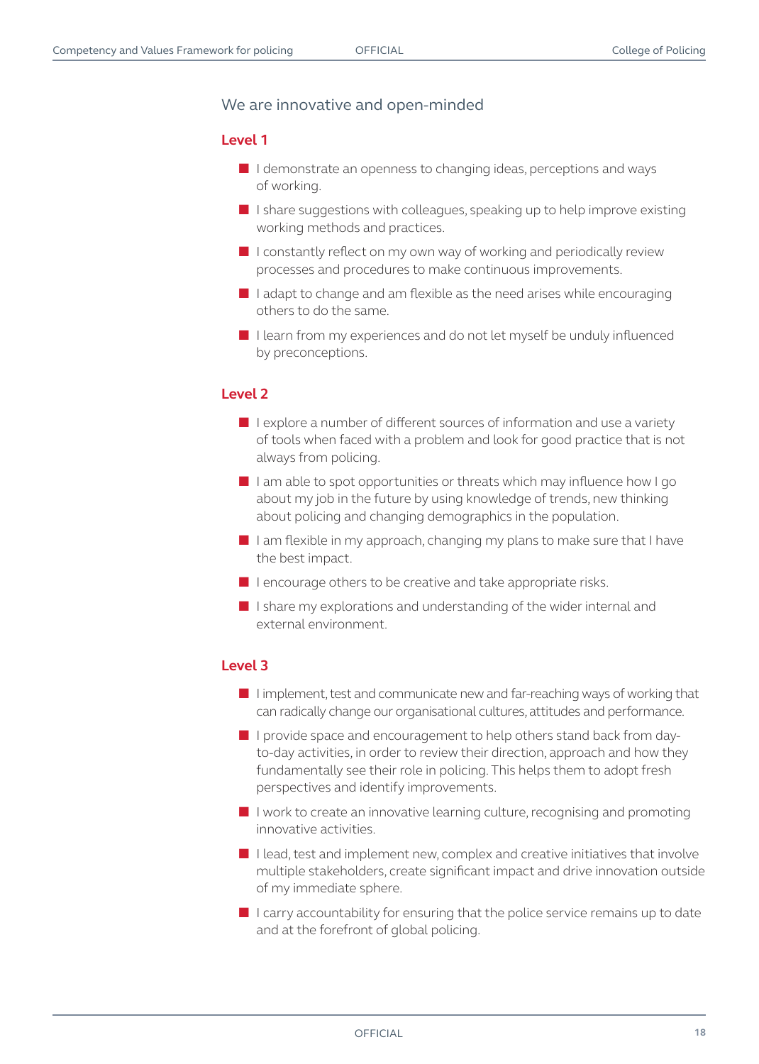## We are innovative and open-minded

### Level 1

- I demonstrate an openness to changing ideas, perceptions and ways of working.
- I share suggestions with colleagues, speaking up to help improve existing working methods and practices.
- I constantly reflect on my own way of working and periodically review processes and procedures to make continuous improvements.
- I adapt to change and am flexible as the need arises while encouraging others to do the same.
- I learn from my experiences and do not let myself be unduly influenced by preconceptions.

### Level 2

- I explore a number of different sources of information and use a variety of tools when faced with a problem and look for good practice that is not always from policing.
- I am able to spot opportunities or threats which may influence how I go about my job in the future by using knowledge of trends, new thinking about policing and changing demographics in the population.
- I am flexible in my approach, changing my plans to make sure that I have the best impact.
- I encourage others to be creative and take appropriate risks.
- I share my explorations and understanding of the wider internal and external environment.

### Level 3

- I implement, test and communicate new and far-reaching ways of working that can radically change our organisational cultures, attitudes and performance.
- I provide space and encouragement to help others stand back from day-to-day activities, in order to review their direction, approach and how they fundamentally see their role in policing. This helps them to adopt fresh perspectives and identify improvements.
- I work to create an innovative learning culture, recognising and promoting innovative activities.
- I lead, test and implement new, complex and creative initiatives that involve multiple stakeholders, create significant impact and drive innovation outside of my immediate sphere.
- I carry accountability for ensuring that the police service remains up to date and at the forefront of global policing.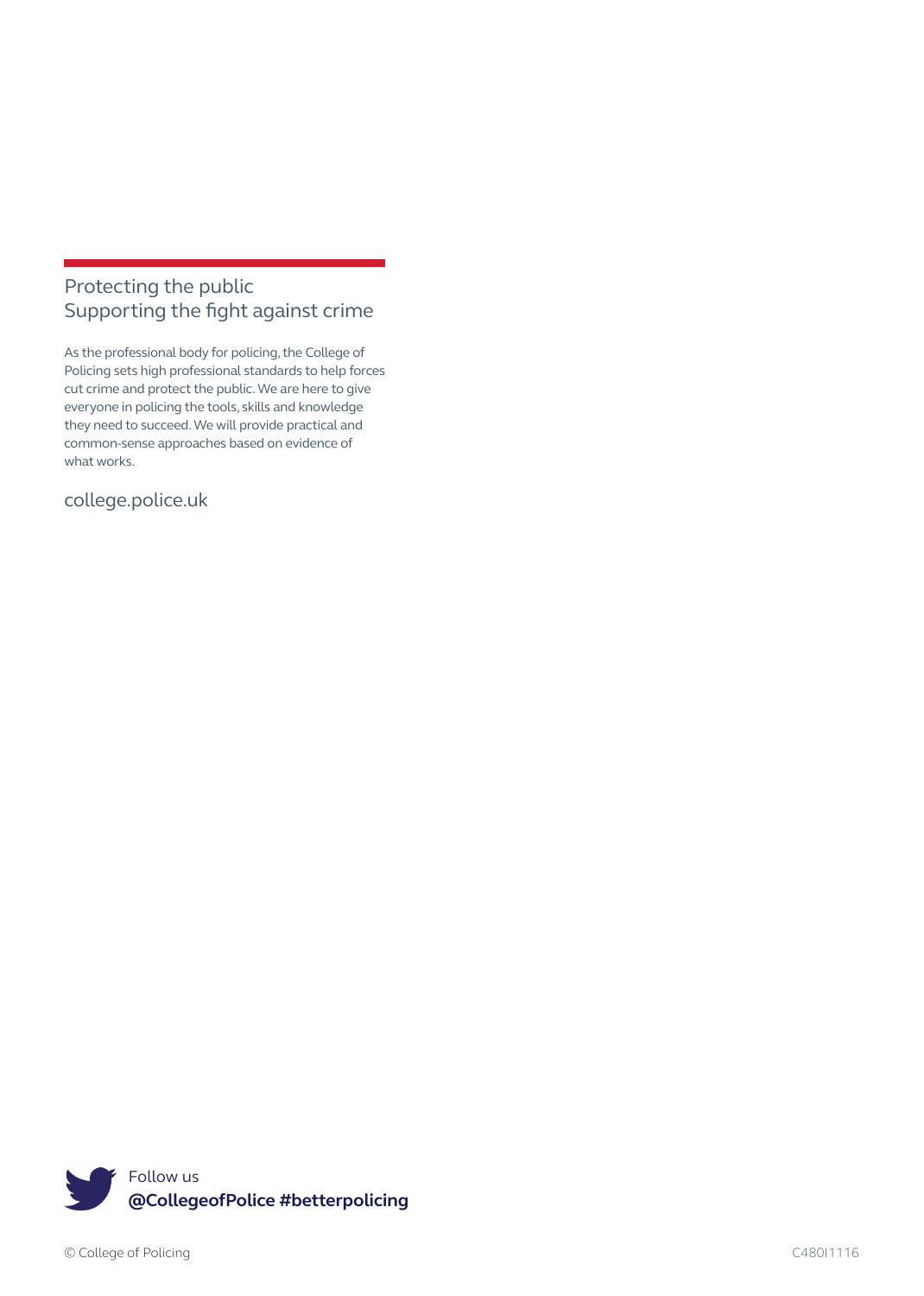## Protecting the public
## Supporting the fight against crime

As the professional body for policing, the College of Policing sets high professional standards to help forces cut crime and protect the public. We are here to give everyone in policing the tools, skills and knowledge they need to succeed. We will provide practical and common-sense approaches based on evidence of what works.

college.police.uk

Follow us
**@CollegeofPolice #betterpolicing**

© College of Policing

C480I1116